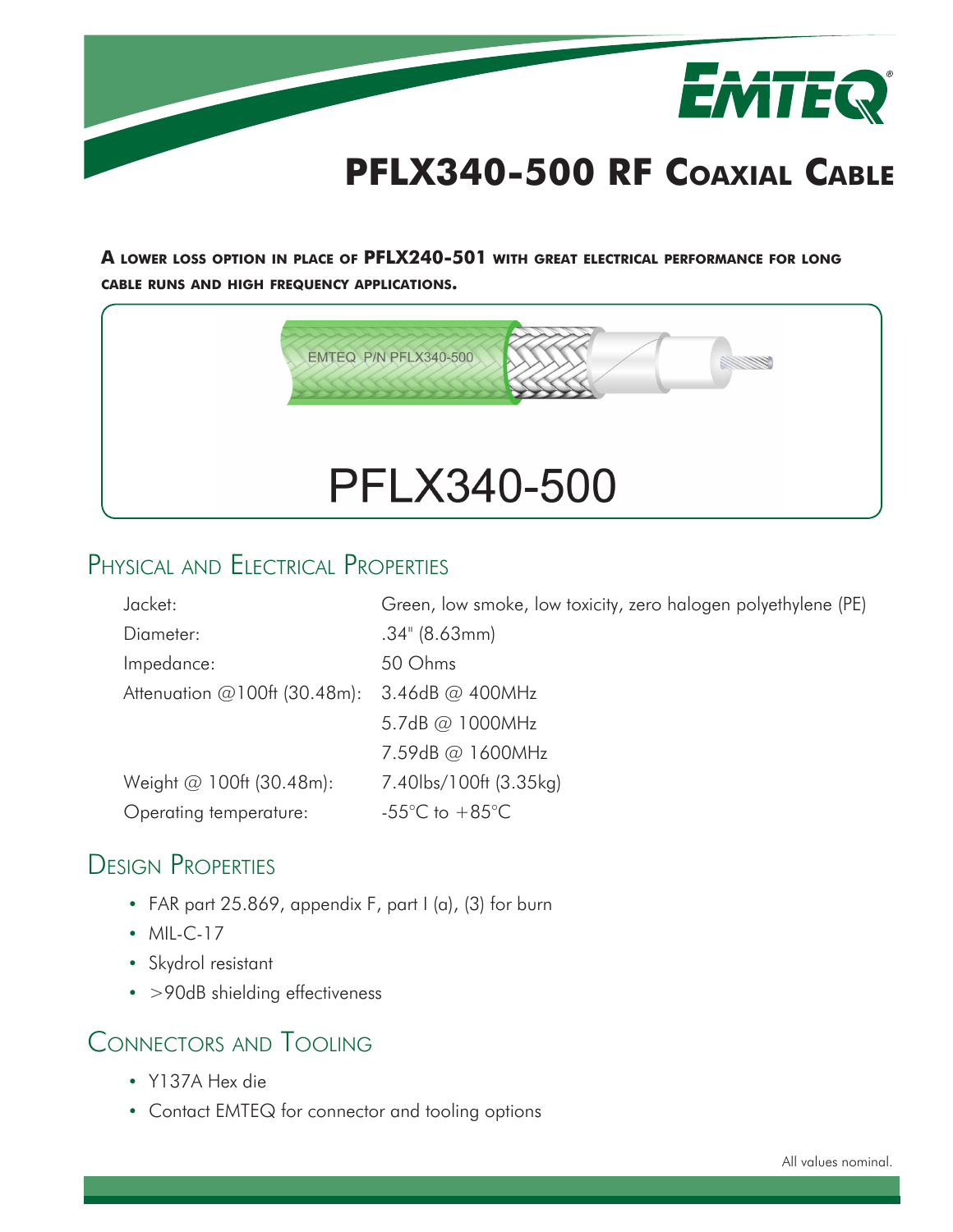# PFLX340-500 RF Coaxial Cable

**A lower loss option in place of PFLX240-501 with great electrical performance for long cable runs and high frequency applications.**

EMTEQ P/N PFLX340-500

PFLX340-500

## Physical and Electrical Properties

| | |
|---|---|
| Jacket: | Green, low smoke, low toxicity, zero halogen polyethylene (PE) |
| Diameter: | .34" (8.63mm) |
| Impedance: | 50 Ohms |
| Attenuation @100ft (30.48m): | 3.46dB @ 400MHz |
| | 5.7dB @ 1000MHz |
| | 7.59dB @ 1600MHz |
| Weight @ 100ft (30.48m): | 7.40lbs/100ft (3.35kg) |
| Operating temperature: | -55°C to +85°C |

## Design Properties

- FAR part 25.869, appendix F, part I (a), (3) for burn
- MIL-C-17
- Skydrol resistant
- >90dB shielding effectiveness

## Connectors and Tooling

- Y137A Hex die
- Contact EMTEQ for connector and tooling options

All values nominal.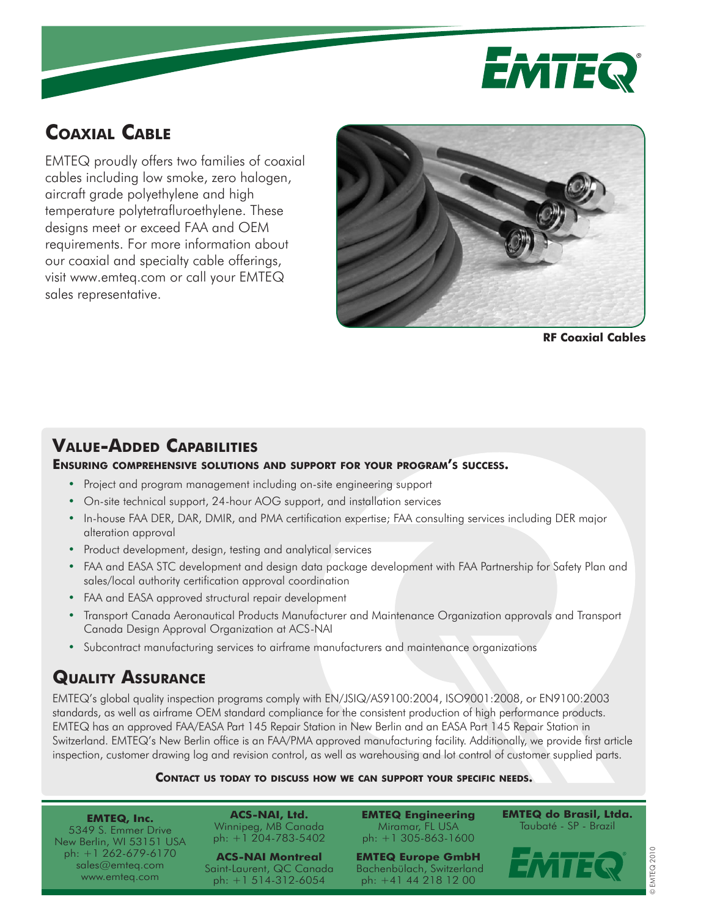## Coaxial Cable

EMTEQ proudly offers two families of coaxial cables including low smoke, zero halogen, aircraft grade polyethylene and high temperature polytetrafluroethylene. These designs meet or exceed FAA and OEM requirements. For more information about our coaxial and specialty cable offerings, visit www.emteq.com or call your EMTEQ sales representative.

**RF Coaxial Cables**

## Value-Added Capabilities

**Ensuring comprehensive solutions and support for your program's success.**

- Project and program management including on-site engineering support
- On-site technical support, 24-hour AOG support, and installation services
- In-house FAA DER, DAR, DMIR, and PMA certification expertise; FAA consulting services including DER major alteration approval
- Product development, design, testing and analytical services
- FAA and EASA STC development and design data package development with FAA Partnership for Safety Plan and sales/local authority certification approval coordination
- FAA and EASA approved structural repair development
- Transport Canada Aeronautical Products Manufacturer and Maintenance Organization approvals and Transport Canada Design Approval Organization at ACS-NAI
- Subcontract manufacturing services to airframe manufacturers and maintenance organizations

## Quality Assurance

EMTEQ's global quality inspection programs comply with EN/JSIQ/AS9100:2004, ISO9001:2008, or EN9100:2003 standards, as well as airframe OEM standard compliance for the consistent production of high performance products. EMTEQ has an approved FAA/EASA Part 145 Repair Station in New Berlin and an EASA Part 145 Repair Station in Switzerland. EMTEQ's New Berlin office is an FAA/PMA approved manufacturing facility. Additionally, we provide first article inspection, customer drawing log and revision control, as well as warehousing and lot control of customer supplied parts.

**Contact us today to discuss how we can support your specific needs.**

**EMTEQ, Inc.**
5349 S. Emmer Drive
New Berlin, WI 53151 USA
ph: +1 262-679-6170
sales@emteq.com
www.emteq.com

**ACS-NAI, Ltd.**
Winnipeg, MB Canada
ph: +1 204-783-5402

**ACS-NAI Montreal**
Saint-Laurent, QC Canada
ph: +1 514-312-6054

**EMTEQ Engineering**
Miramar, FL USA
ph: +1 305-863-1600

**EMTEQ Europe GmbH**
Bachenbülach, Switzerland
ph: +41 44 218 12 00

**EMTEQ do Brasil, Ltda.**
Taubaté - SP - Brazil

© EMTEQ 2010